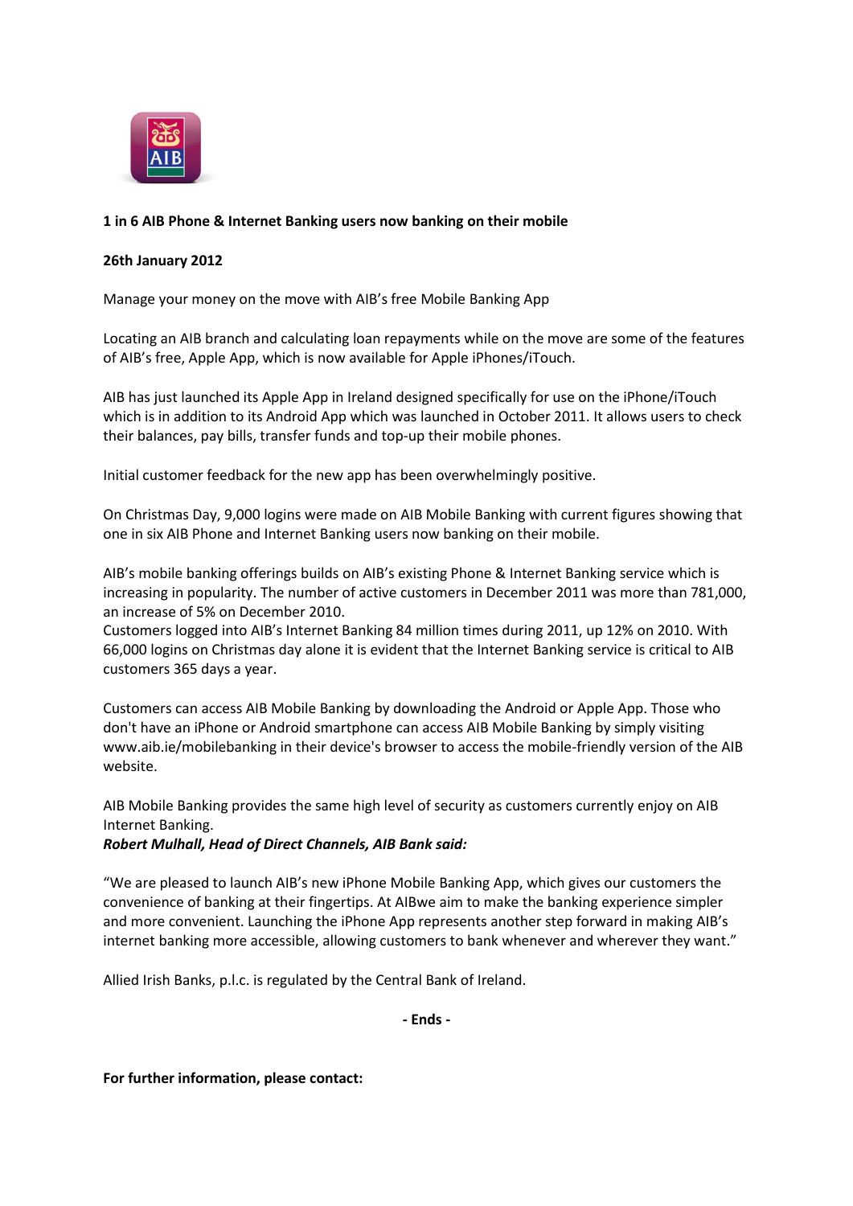**1 in 6 AIB Phone & Internet Banking users now banking on their mobile**

**26th January 2012**

Manage your money on the move with AIB's free Mobile Banking App

Locating an AIB branch and calculating loan repayments while on the move are some of the features of AIB's free, Apple App, which is now available for Apple iPhones/iTouch.

AIB has just launched its Apple App in Ireland designed specifically for use on the iPhone/iTouch which is in addition to its Android App which was launched in October 2011. It allows users to check their balances, pay bills, transfer funds and top-up their mobile phones.

Initial customer feedback for the new app has been overwhelmingly positive.

On Christmas Day, 9,000 logins were made on AIB Mobile Banking with current figures showing that one in six AIB Phone and Internet Banking users now banking on their mobile.

AIB's mobile banking offerings builds on AIB's existing Phone & Internet Banking service which is increasing in popularity. The number of active customers in December 2011 was more than 781,000, an increase of 5% on December 2010.
Customers logged into AIB's Internet Banking 84 million times during 2011, up 12% on 2010. With 66,000 logins on Christmas day alone it is evident that the Internet Banking service is critical to AIB customers 365 days a year.

Customers can access AIB Mobile Banking by downloading the Android or Apple App. Those who don't have an iPhone or Android smartphone can access AIB Mobile Banking by simply visiting www.aib.ie/mobilebanking in their device's browser to access the mobile-friendly version of the AIB website.

AIB Mobile Banking provides the same high level of security as customers currently enjoy on AIB Internet Banking.
***Robert Mulhall, Head of Direct Channels, AIB Bank said:***

"We are pleased to launch AIB's new iPhone Mobile Banking App, which gives our customers the convenience of banking at their fingertips. At AIBwe aim to make the banking experience simpler and more convenient. Launching the iPhone App represents another step forward in making AIB's internet banking more accessible, allowing customers to bank whenever and wherever they want."

Allied Irish Banks, p.l.c. is regulated by the Central Bank of Ireland.

**- Ends -**

**For further information, please contact:**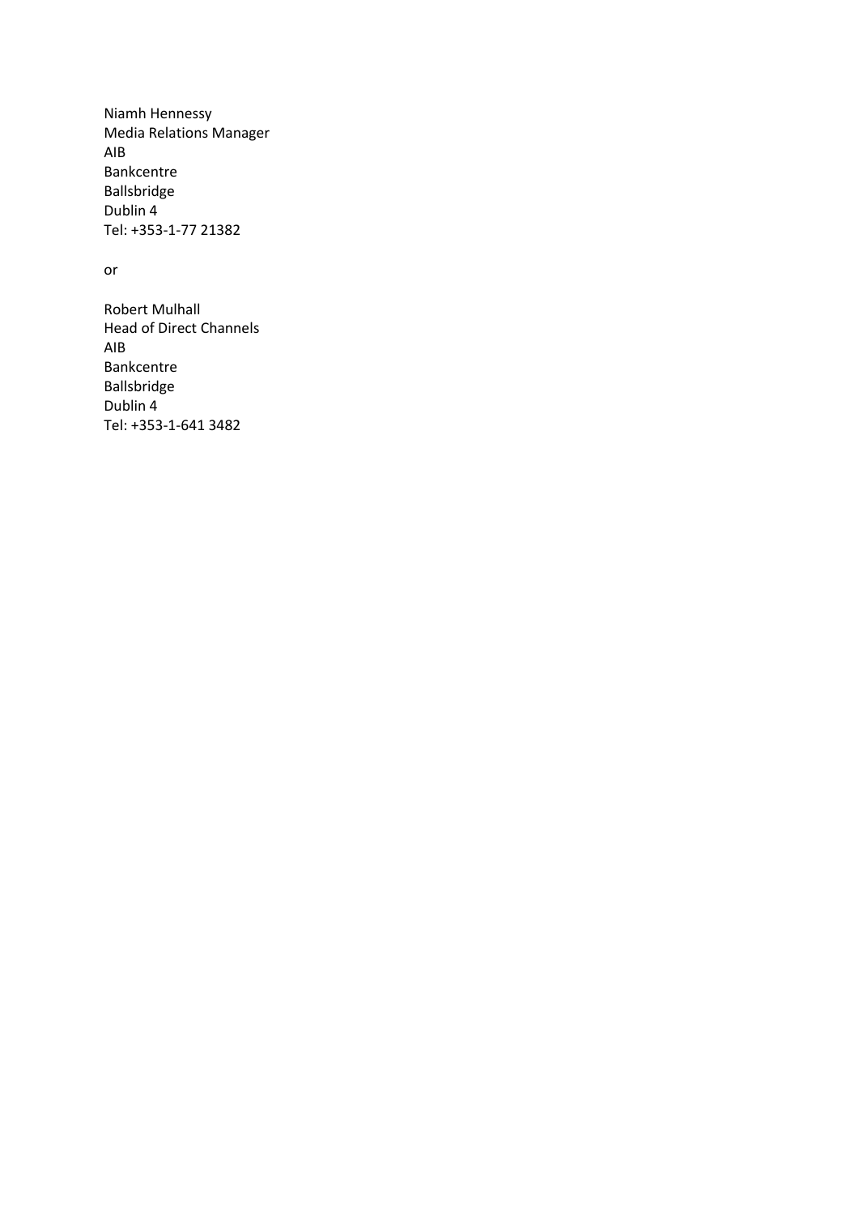Niamh Hennessy  
Media Relations Manager  
AIB  
Bankcentre  
Ballsbridge  
Dublin 4  
Tel: +353-1-77 21382

or

Robert Mulhall  
Head of Direct Channels  
AIB  
Bankcentre  
Ballsbridge  
Dublin 4  
Tel: +353-1-641 3482